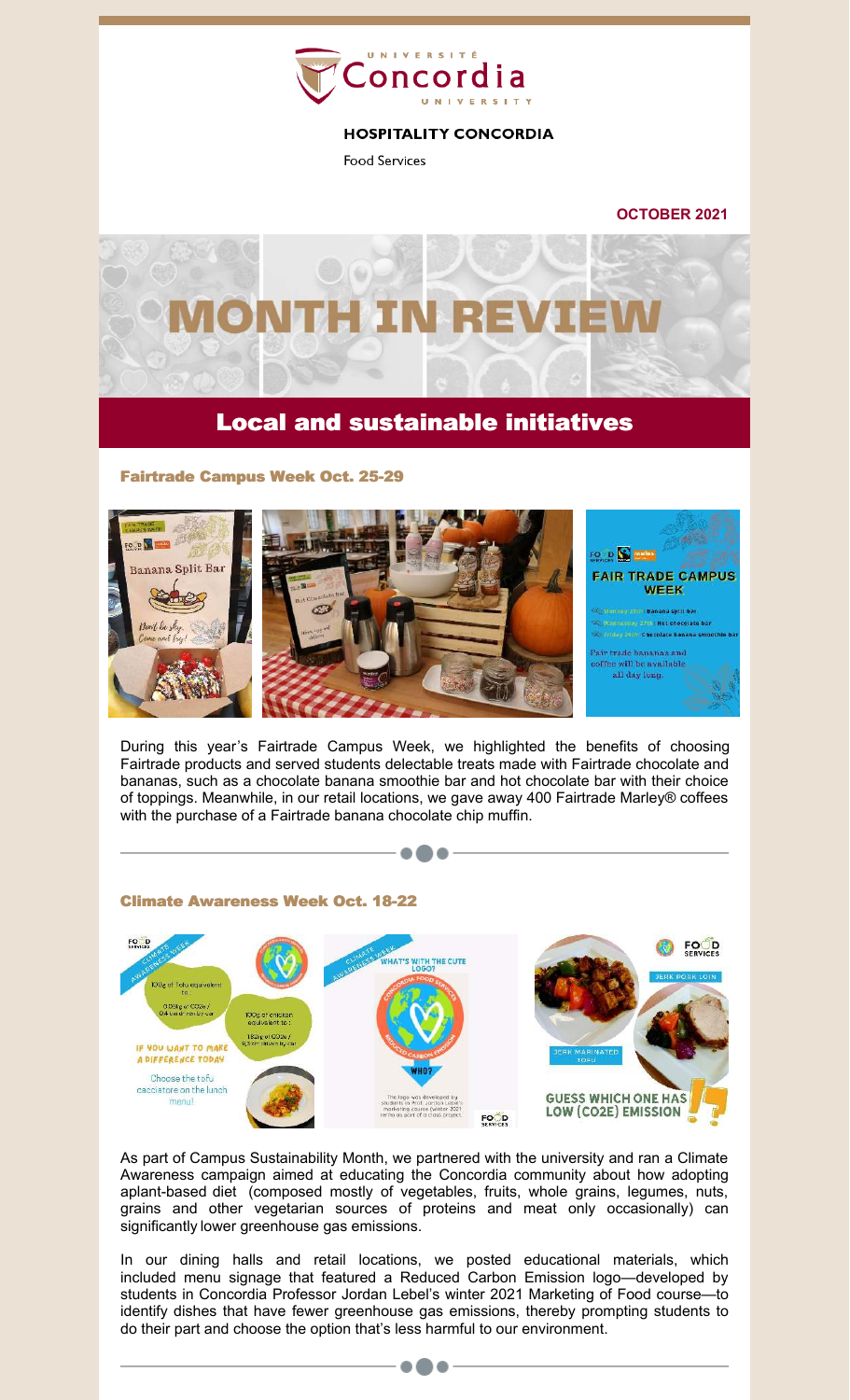UNIVERSITÉ Concordia UNIVERSITY

**HOSPITALITY CONCORDIA**

Food Services

**OCTOBER 2021**

# MONTH IN REVIEW

## Local and sustainable initiatives

### Fairtrade Campus Week Oct. 25-29

During this year's Fairtrade Campus Week, we highlighted the benefits of choosing Fairtrade products and served students delectable treats made with Fairtrade chocolate and bananas, such as a chocolate banana smoothie bar and hot chocolate bar with their choice of toppings. Meanwhile, in our retail locations, we gave away 400 Fairtrade Marley® coffees with the purchase of a Fairtrade banana chocolate chip muffin.

### Climate Awareness Week Oct. 18-22

As part of Campus Sustainability Month, we partnered with the university and ran a Climate Awareness campaign aimed at educating the Concordia community about how adopting aplant-based diet (composed mostly of vegetables, fruits, whole grains, legumes, nuts, grains and other vegetarian sources of proteins and meat only occasionally) can significantly lower greenhouse gas emissions.

In our dining halls and retail locations, we posted educational materials, which included menu signage that featured a Reduced Carbon Emission logo—developed by students in Concordia Professor Jordan Lebel's winter 2021 Marketing of Food course—to identify dishes that have fewer greenhouse gas emissions, thereby prompting students to do their part and choose the option that's less harmful to our environment.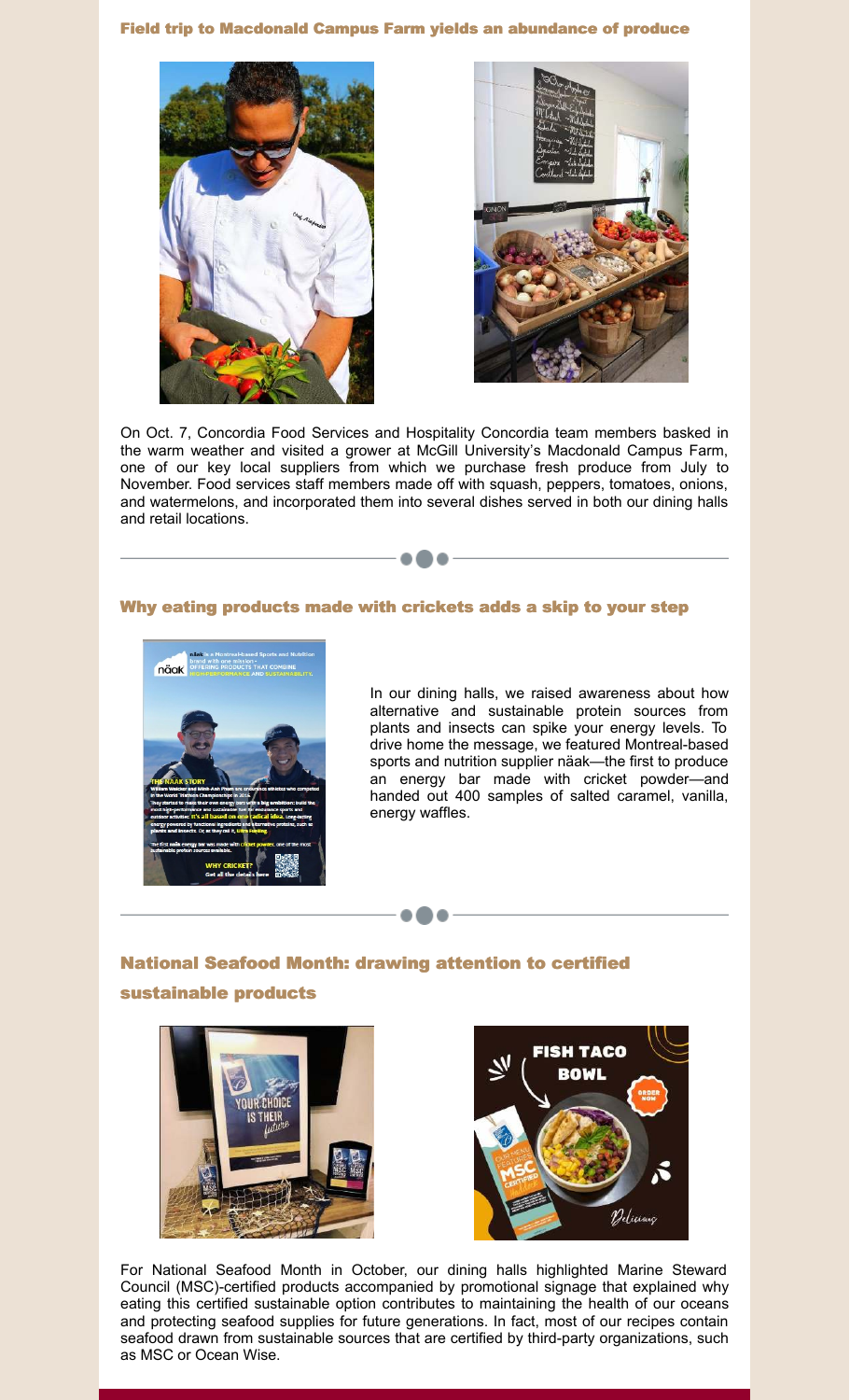## Field trip to Macdonald Campus Farm yields an abundance of produce

On Oct. 7, Concordia Food Services and Hospitality Concordia team members basked in the warm weather and visited a grower at McGill University's Macdonald Campus Farm, one of our key local suppliers from which we purchase fresh produce from July to November. Food services staff members made off with squash, peppers, tomatoes, onions, and watermelons, and incorporated them into several dishes served in both our dining halls and retail locations.

---

## Why eating products made with crickets adds a skip to your step

In our dining halls, we raised awareness about how alternative and sustainable protein sources from plants and insects can spike your energy levels. To drive home the message, we featured Montreal-based sports and nutrition supplier näak—the first to produce an energy bar made with cricket powder—and handed out 400 samples of salted caramel, vanilla, energy waffles.

---

## National Seafood Month: drawing attention to certified sustainable products

For National Seafood Month in October, our dining halls highlighted Marine Steward Council (MSC)-certified products accompanied by promotional signage that explained why eating this certified sustainable option contributes to maintaining the health of our oceans and protecting seafood supplies for future generations. In fact, most of our recipes contain seafood drawn from sustainable sources that are certified by third-party organizations, such as MSC or Ocean Wise.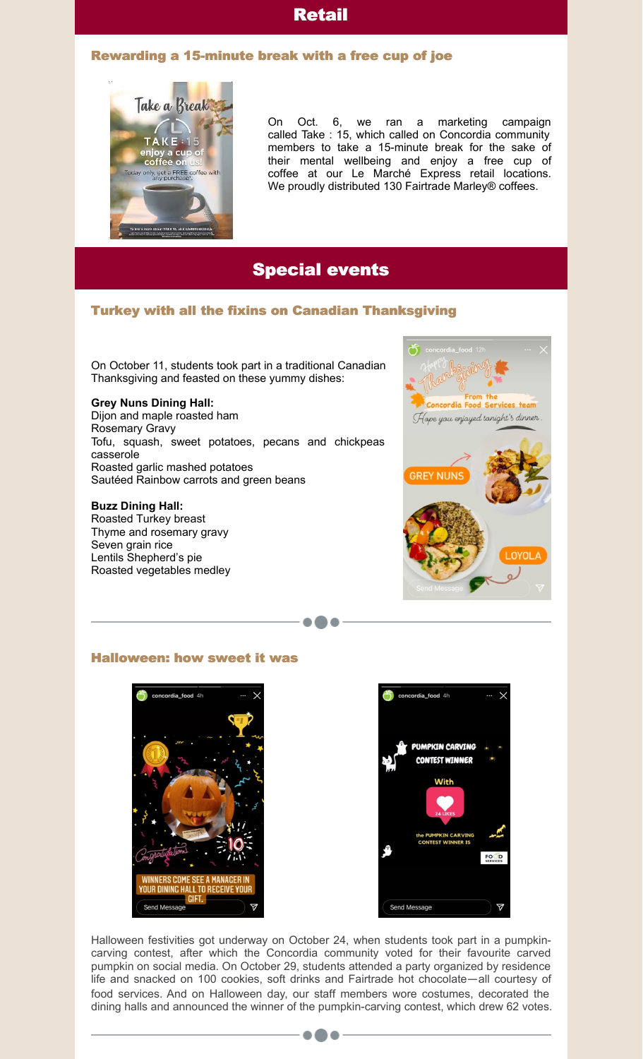# Retail

## Rewarding a 15-minute break with a free cup of joe

On Oct. 6, we ran a marketing campaign called Take : 15, which called on Concordia community members to take a 15-minute break for the sake of their mental wellbeing and enjoy a free cup of coffee at our Le Marché Express retail locations. We proudly distributed 130 Fairtrade Marley® coffees.

# Special events

## Turkey with all the fixins on Canadian Thanksgiving

On October 11, students took part in a traditional Canadian Thanksgiving and feasted on these yummy dishes:

**Grey Nuns Dining Hall:**
Dijon and maple roasted ham
Rosemary Gravy
Tofu, squash, sweet potatoes, pecans and chickpeas casserole
Roasted garlic mashed potatoes
Sautéed Rainbow carrots and green beans

**Buzz Dining Hall:**
Roasted Turkey breast
Thyme and rosemary gravy
Seven grain rice
Lentils Shepherd's pie
Roasted vegetables medley

## Halloween: how sweet it was

Halloween festivities got underway on October 24, when students took part in a pumpkin-carving contest, after which the Concordia community voted for their favourite carved pumpkin on social media. On October 29, students attended a party organized by residence life and snacked on 100 cookies, soft drinks and Fairtrade hot chocolate—all courtesy of food services. And on Halloween day, our staff members wore costumes, decorated the dining halls and announced the winner of the pumpkin-carving contest, which drew 62 votes.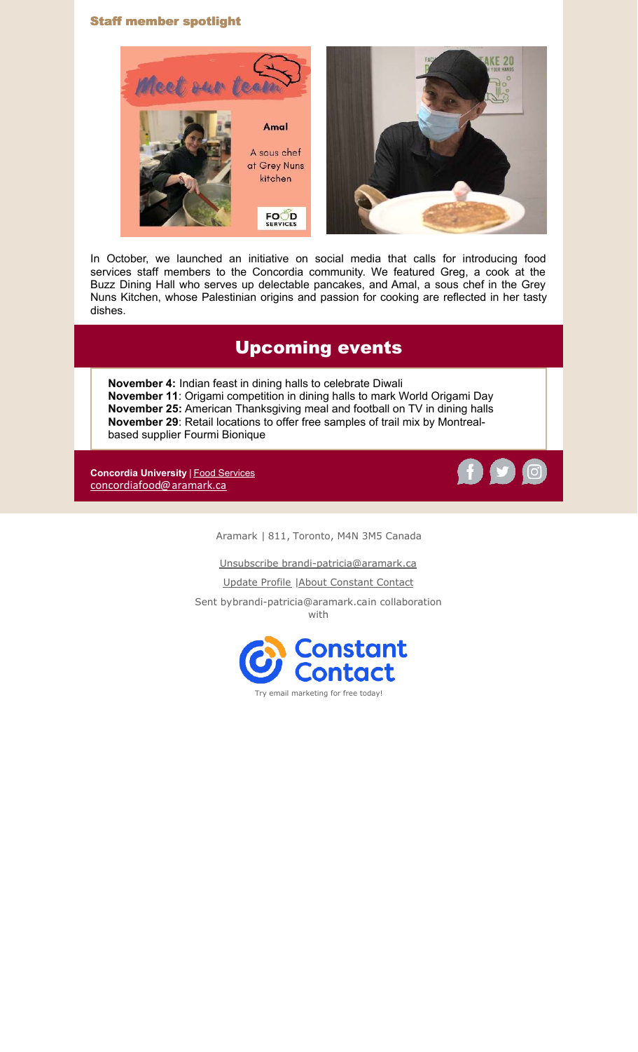### Staff member spotlight

In October, we launched an initiative on social media that calls for introducing food services staff members to the Concordia community. We featured Greg, a cook at the Buzz Dining Hall who serves up delectable pancakes, and Amal, a sous chef in the Grey Nuns Kitchen, whose Palestinian origins and passion for cooking are reflected in her tasty dishes.

## Upcoming events

**November 4:** Indian feast in dining halls to celebrate Diwali
**November 11**: Origami competition in dining halls to mark World Origami Day
**November 25:** American Thanksgiving meal and football on TV in dining halls
**November 29**: Retail locations to offer free samples of trail mix by Montreal-based supplier Fourmi Bionique

**Concordia University** | Food Services
concordiafood@aramark.ca

Aramark | 811, Toronto, M4N 3M5 Canada

Unsubscribe brandi-patricia@aramark.ca

Update Profile |About Constant Contact

Sent bybrandi-patricia@aramark.cain collaboration with

Try email marketing for free today!